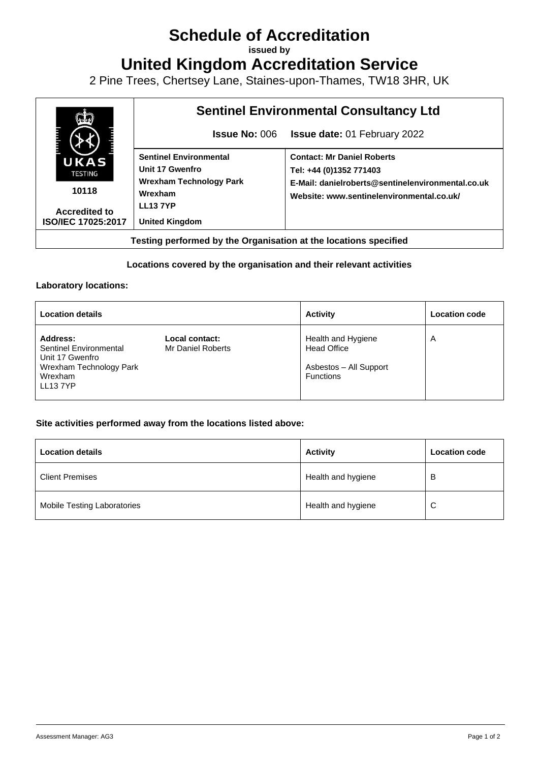# Schedule of Accreditation

**issued by**

# United Kingdom Accreditation Service

2 Pine Trees, Chertsey Lane, Staines-upon-Thames, TW18 3HR, UK

| UKAS TESTING 10118 Accredited to ISO/IEC 17025:2017 | **Sentinel Environmental Consultancy Ltd** | |
|---|---|---|
| | **Issue No:** 006 | **Issue date:** 01 February 2022 |
| | **Sentinel Environmental**<br>**Unit 17 Gwenfro**<br>**Wrexham Technology Park**<br>**Wrexham**<br>**LL13 7YP**<br>**United Kingdom** | **Contact: Mr Daniel Roberts**<br>**Tel: +44 (0)1352 771403**<br>**E-Mail: danielroberts@sentinelenvironmental.co.uk**<br>**Website: www.sentinelenvironmental.co.uk/** |

**Testing performed by the Organisation at the locations specified**

**Locations covered by the organisation and their relevant activities**

**Laboratory locations:**

| Location details | | Activity | Location code |
|---|---|---|---|
| **Address:**<br>Sentinel Environmental<br>Unit 17 Gwenfro<br>Wrexham Technology Park<br>Wrexham<br>LL13 7YP | **Local contact:**<br>Mr Daniel Roberts | Health and Hygiene<br>Head Office<br><br>Asbestos – All Support Functions | A |

**Site activities performed away from the locations listed above:**

| Location details | Activity | Location code |
|---|---|---|
| Client Premises | Health and hygiene | B |
| Mobile Testing Laboratories | Health and hygiene | C |

Assessment Manager: AG3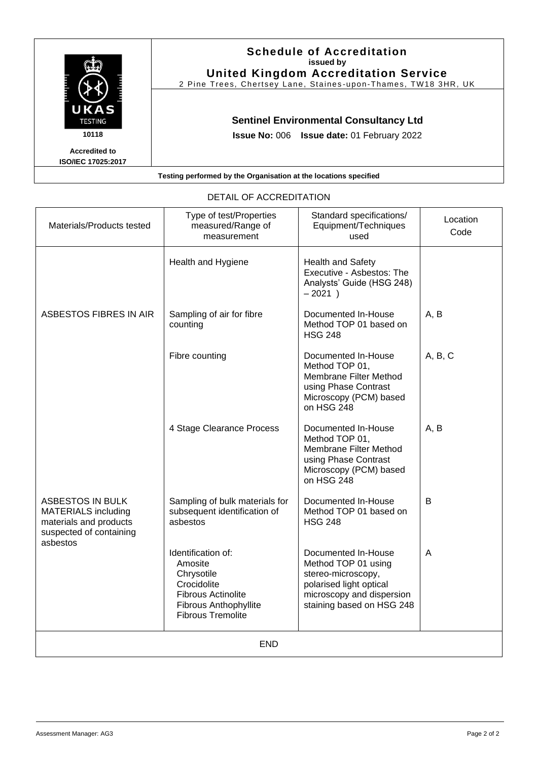# Schedule of Accreditation

**issued by**

**United Kingdom Accreditation Service**

2 Pine Trees, Chertsey Lane, Staines-upon-Thames, TW18 3HR, UK

UKAS TESTING

**10118**

**Accredited to ISO/IEC 17025:2017**

## Sentinel Environmental Consultancy Ltd

**Issue No:** 006 **Issue date:** 01 February 2022

**Testing performed by the Organisation at the locations specified**

## DETAIL OF ACCREDITATION

| Materials/Products tested | Type of test/Properties measured/Range of measurement | Standard specifications/ Equipment/Techniques used | Location Code |
|---|---|---|---|
| | Health and Hygiene | Health and Safety Executive - Asbestos: The Analysts' Guide (HSG 248) – 2021 ) | |
| ASBESTOS FIBRES IN AIR | Sampling of air for fibre counting | Documented In-House Method TOP 01 based on HSG 248 | A, B |
| | Fibre counting | Documented In-House Method TOP 01, Membrane Filter Method using Phase Contrast Microscopy (PCM) based on HSG 248 | A, B, C |
| | 4 Stage Clearance Process | Documented In-House Method TOP 01, Membrane Filter Method using Phase Contrast Microscopy (PCM) based on HSG 248 | A, B |
| ASBESTOS IN BULK MATERIALS including materials and products suspected of containing asbestos | Sampling of bulk materials for subsequent identification of asbestos | Documented In-House Method TOP 01 based on HSG 248 | B |
| | Identification of: Amosite, Chrysotile, Crocidolite, Fibrous Actinolite, Fibrous Anthophyllite, Fibrous Tremolite | Documented In-House Method TOP 01 using stereo-microscopy, polarised light optical microscopy and dispersion staining based on HSG 248 | A |

END

Assessment Manager: AG3